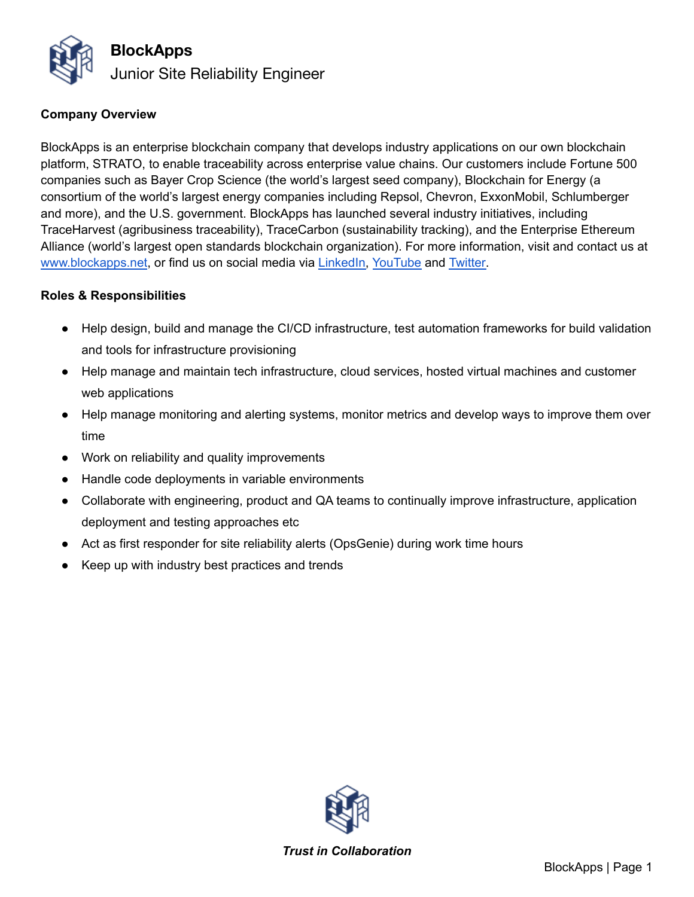# BlockApps

## Junior Site Reliability Engineer

**Company Overview**

BlockApps is an enterprise blockchain company that develops industry applications on our own blockchain platform, STRATO, to enable traceability across enterprise value chains. Our customers include Fortune 500 companies such as Bayer Crop Science (the world's largest seed company), Blockchain for Energy (a consortium of the world's largest energy companies including Repsol, Chevron, ExxonMobil, Schlumberger and more), and the U.S. government. BlockApps has launched several industry initiatives, including TraceHarvest (agribusiness traceability), TraceCarbon (sustainability tracking), and the Enterprise Ethereum Alliance (world's largest open standards blockchain organization). For more information, visit and contact us at www.blockapps.net, or find us on social media via LinkedIn, YouTube and Twitter.

**Roles & Responsibilities**

- Help design, build and manage the CI/CD infrastructure, test automation frameworks for build validation and tools for infrastructure provisioning
- Help manage and maintain tech infrastructure, cloud services, hosted virtual machines and customer web applications
- Help manage monitoring and alerting systems, monitor metrics and develop ways to improve them over time
- Work on reliability and quality improvements
- Handle code deployments in variable environments
- Collaborate with engineering, product and QA teams to continually improve infrastructure, application deployment and testing approaches etc
- Act as first responder for site reliability alerts (OpsGenie) during work time hours
- Keep up with industry best practices and trends

***Trust in Collaboration***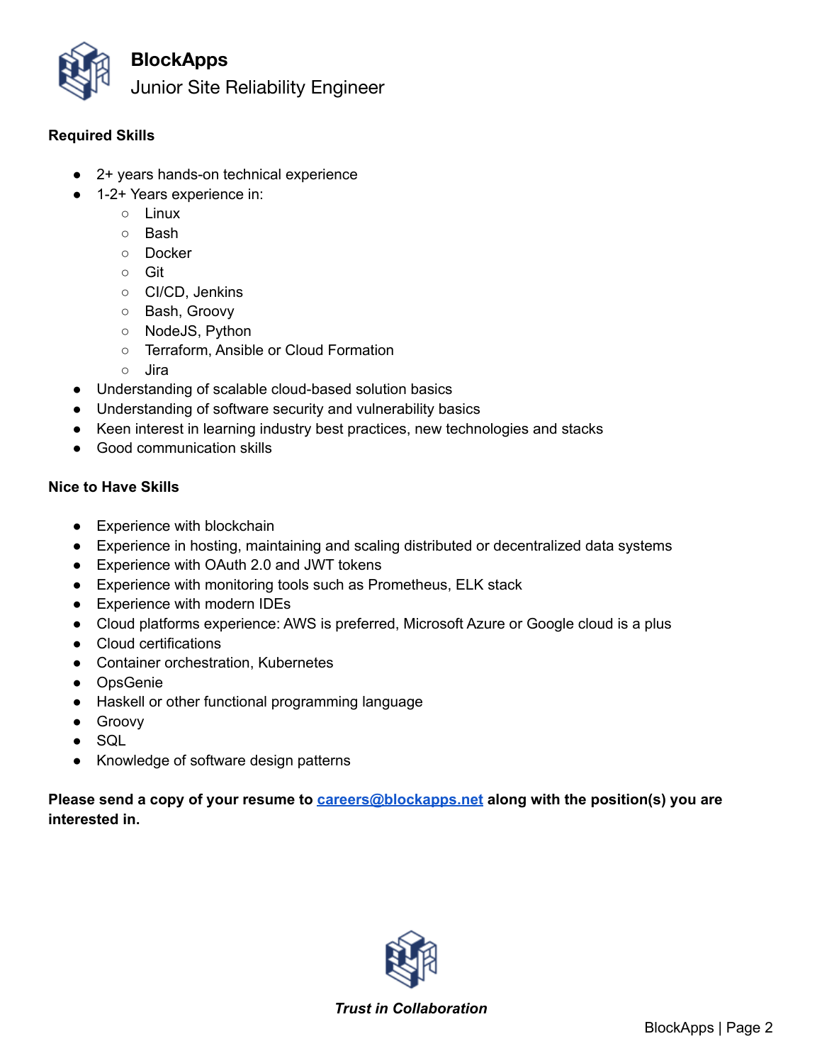# BlockApps

## Junior Site Reliability Engineer

**Required Skills**

- 2+ years hands-on technical experience
- 1-2+ Years experience in:
  - Linux
  - Bash
  - Docker
  - Git
  - CI/CD, Jenkins
  - Bash, Groovy
  - NodeJS, Python
  - Terraform, Ansible or Cloud Formation
  - Jira
- Understanding of scalable cloud-based solution basics
- Understanding of software security and vulnerability basics
- Keen interest in learning industry best practices, new technologies and stacks
- Good communication skills

**Nice to Have Skills**

- Experience with blockchain
- Experience in hosting, maintaining and scaling distributed or decentralized data systems
- Experience with OAuth 2.0 and JWT tokens
- Experience with monitoring tools such as Prometheus, ELK stack
- Experience with modern IDEs
- Cloud platforms experience: AWS is preferred, Microsoft Azure or Google cloud is a plus
- Cloud certifications
- Container orchestration, Kubernetes
- OpsGenie
- Haskell or other functional programming language
- Groovy
- SQL
- Knowledge of software design patterns

**Please send a copy of your resume to [careers@blockapps.net](mailto:careers@blockapps.net) along with the position(s) you are interested in.**

***Trust in Collaboration***